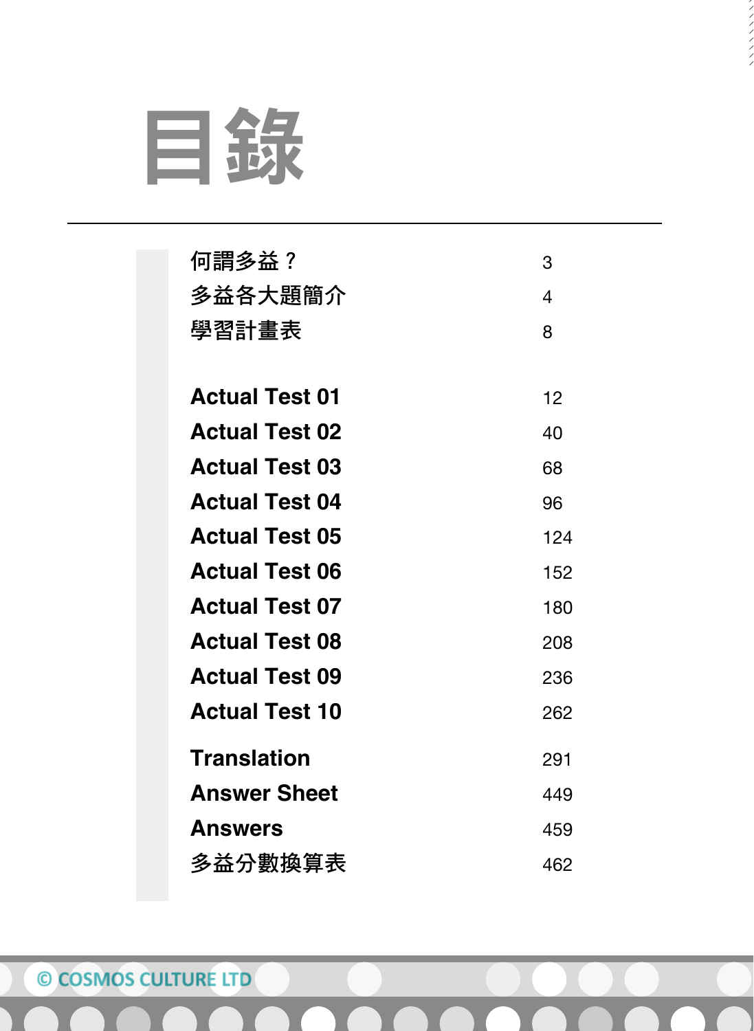# 目錄

| | |
|---|---|
| 何謂多益？ | 3 |
| 多益各大題簡介 | 4 |
| 學習計畫表 | 8 |
| **Actual Test 01** | 12 |
| **Actual Test 02** | 40 |
| **Actual Test 03** | 68 |
| **Actual Test 04** | 96 |
| **Actual Test 05** | 124 |
| **Actual Test 06** | 152 |
| **Actual Test 07** | 180 |
| **Actual Test 08** | 208 |
| **Actual Test 09** | 236 |
| **Actual Test 10** | 262 |
| **Translation** | 291 |
| **Answer Sheet** | 449 |
| **Answers** | 459 |
| 多益分數換算表 | 462 |

© COSMOS CULTURE LTD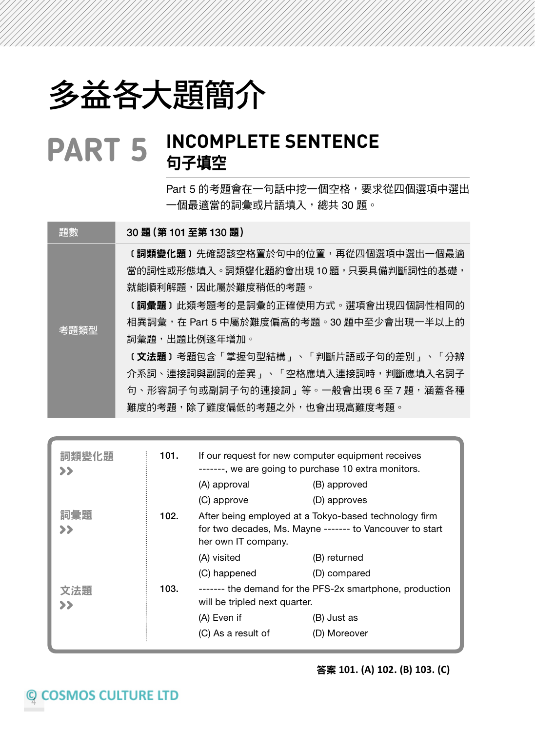# 多益各大題簡介

## PART 5 INCOMPLETE SENTENCE 句子填空

Part 5 的考題會在一句話中挖一個空格，要求從四個選項中選出一個最適當的詞彙或片語填入，總共 30 題。

| 題數 | 30 題（第 101 至第 130 題） |
| --- | --- |
| 考題類型 | 〔**詞類變化題**〕先確認該空格置於句中的位置，再從四個選項中選出一個最適當的詞性或形態填入。詞類變化題約會出現 10 題，只要具備判斷詞性的基礎，就能順利解題，因此屬於難度稍低的考題。<br>〔**詞彙題**〕此類考題考的是詞彙的正確使用方式。選項會出現四個詞性相同的相異詞彙，在 Part 5 中屬於難度偏高的考題。30 題中至少會出現一半以上的詞彙題，出題比例逐年增加。<br>〔**文法題**〕考題包含「掌握句型結構」、「判斷片語或子句的差別」、「分辨介系詞、連接詞與副詞的差異」、「空格應填入連接詞時，判斷應填入名詞子句、形容詞子句或副詞子句的連接詞」等。一般會出現 6 至 7 題，涵蓋各種難度的考題，除了難度偏低的考題之外，也會出現高難度考題。 |

**詞類變化題 >>**

101. If our request for new computer equipment receives -------, we are going to purchase 10 extra monitors.

(A) approval (B) approved
(C) approve (D) approves

**詞彙題 >>**

102. After being employed at a Tokyo-based technology firm for two decades, Ms. Mayne ------- to Vancouver to start her own IT company.

(A) visited (B) returned
(C) happened (D) compared

**文法題 >>**

103. ------- the demand for the PFS-2x smartphone, production will be tripled next quarter.

(A) Even if (B) Just as
(C) As a result of (D) Moreover

**答案 101. (A) 102. (B) 103. (C)**

© COSMOS CULTURE LTD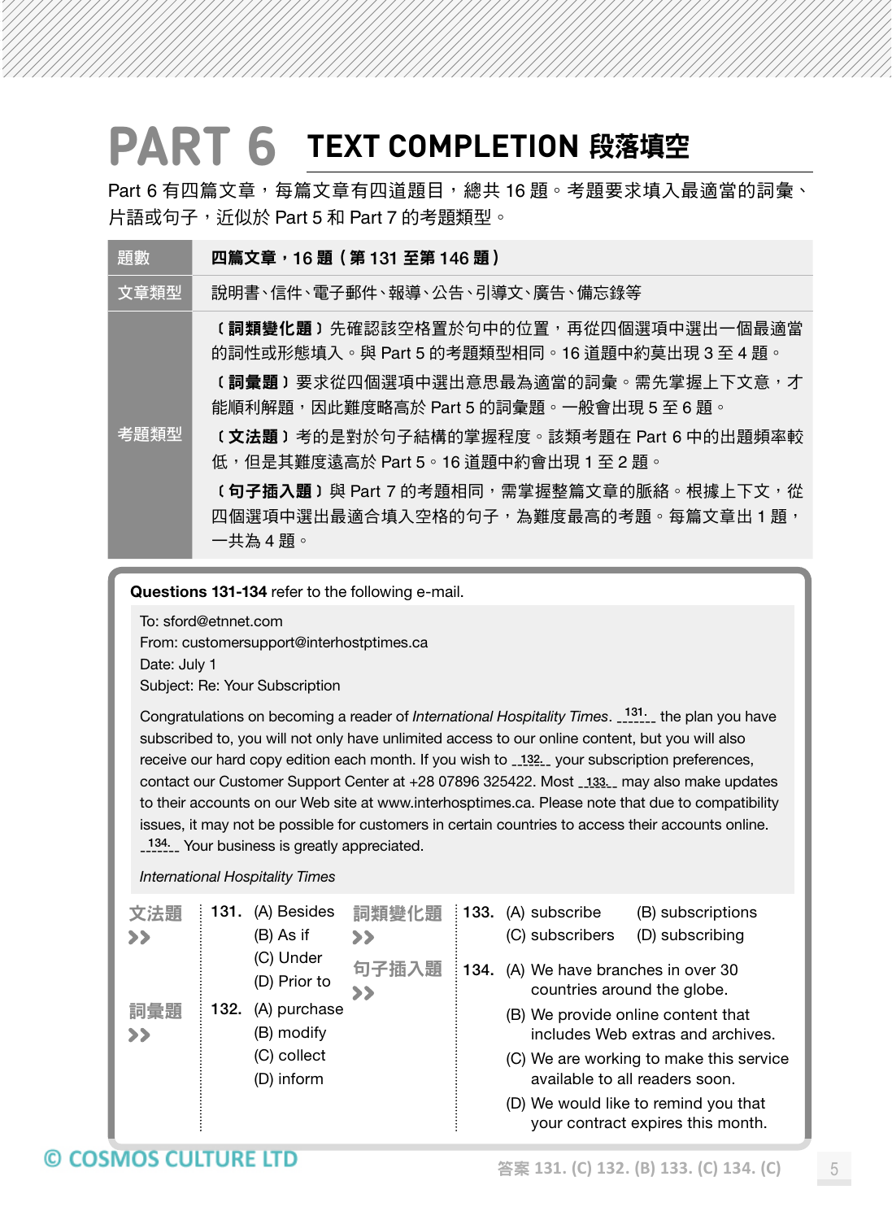# PART 6 TEXT COMPLETION 段落填空

Part 6 有四篇文章，每篇文章有四道題目，總共 16 題。考題要求填入最適當的詞彙、片語或句子，近似於 Part 5 和 Part 7 的考題類型。

| 題數 | 四篇文章，16 題（第 131 至第 146 題） |
|---|---|
| 文章類型 | 說明書、信件、電子郵件、報導、公告、引導文、廣告、備忘錄等 |
| 考題類型 | 〔**詞類變化題**〕先確認該空格置於句中的位置，再從四個選項中選出一個最適當的詞性或形態填入。與 Part 5 的考題類型相同。16 道題中約莫出現 3 至 4 題。<br>〔**詞彙題**〕要求從四個選項中選出意思最為適當的詞彙。需先掌握上下文意，才能順利解題，因此難度略高於 Part 5 的詞彙題。一般會出現 5 至 6 題。<br>〔**文法題**〕考的是對於句子結構的掌握程度。該類考題在 Part 6 中的出題頻率較低，但是其難度遠高於 Part 5。16 道題中約會出現 1 至 2 題。<br>〔**句子插入題**〕與 Part 7 的考題相同，需掌握整篇文章的脈絡。根據上下文，從四個選項中選出最適合填入空格的句子，為難度最高的考題。每篇文章出 1 題，一共為 4 題。 |

**Questions 131-134** refer to the following e-mail.

To: sford@etnnet.com
From: customersupport@interhostptimes.ca
Date: July 1
Subject: Re: Your Subscription

Congratulations on becoming a reader of *International Hospitality Times*. \_\_131.\_\_ the plan you have subscribed to, you will not only have unlimited access to our online content, but you will also receive our hard copy edition each month. If you wish to \_\_132.\_\_ your subscription preferences, contact our Customer Support Center at +28 07896 325422. Most \_\_133.\_\_ may also make updates to their accounts on our Web site at www.interhosptimes.ca. Please note that due to compatibility issues, it may not be possible for customers in certain countries to access their accounts online. \_\_134.\_\_ Your business is greatly appreciated.

*International Hospitality Times*

文法題 >>

131. (A) Besides
(B) As if
(C) Under
(D) Prior to

詞彙題 >>

132. (A) purchase
(B) modify
(C) collect
(D) inform

詞類變化題 >>

133. (A) subscribe (B) subscriptions
(C) subscribers (D) subscribing

句子插入題 >>

134. (A) We have branches in over 30 countries around the globe.
(B) We provide online content that includes Web extras and archives.
(C) We are working to make this service available to all readers soon.
(D) We would like to remind you that your contract expires this month.

© COSMOS CULTURE LTD

答案 131. (C) 132. (B) 133. (C) 134. (C)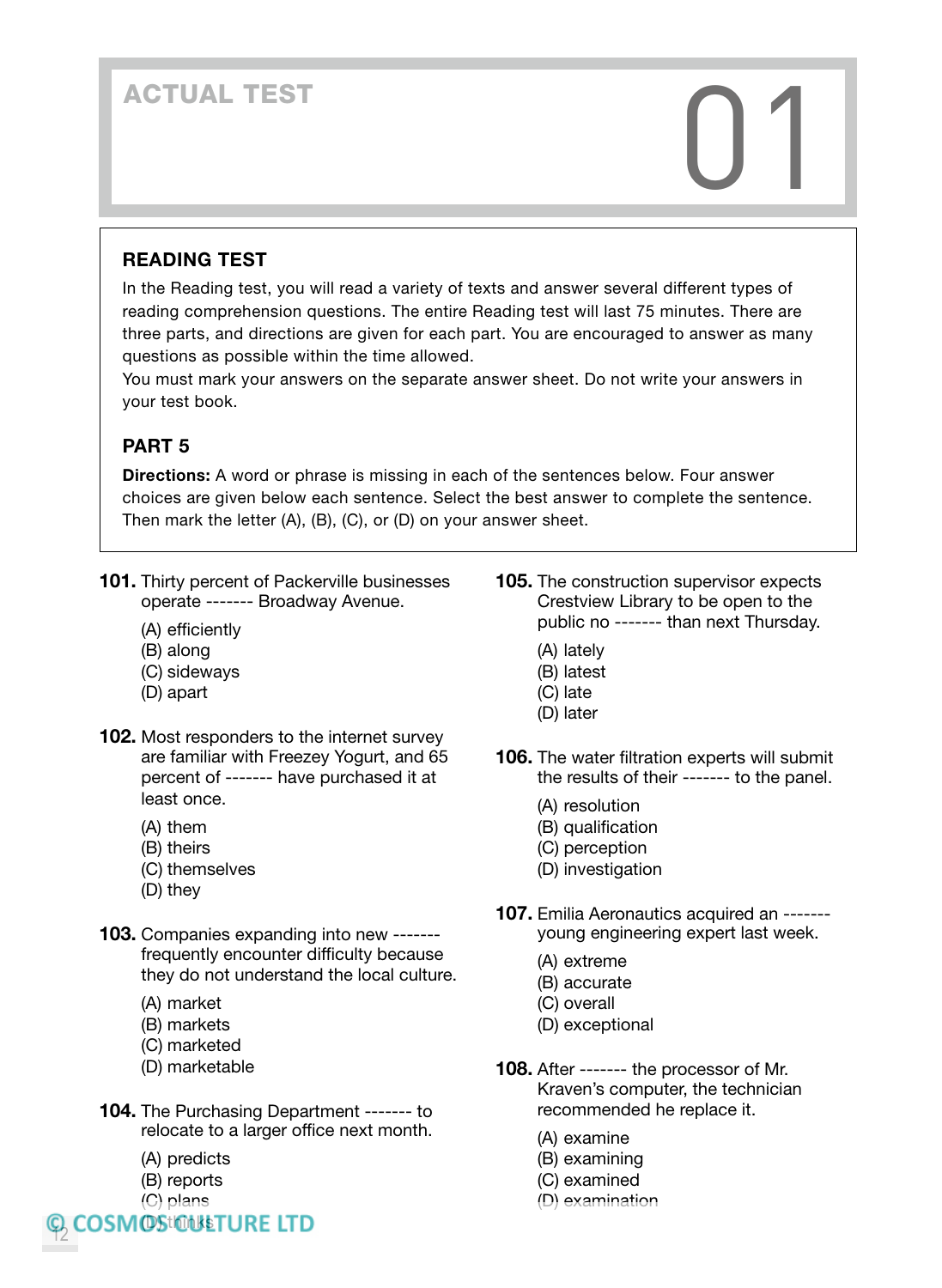# ACTUAL TEST 01

## READING TEST

In the Reading test, you will read a variety of texts and answer several different types of reading comprehension questions. The entire Reading test will last 75 minutes. There are three parts, and directions are given for each part. You are encouraged to answer as many questions as possible within the time allowed.

You must mark your answers on the separate answer sheet. Do not write your answers in your test book.

### PART 5

**Directions:** A word or phrase is missing in each of the sentences below. Four answer choices are given below each sentence. Select the best answer to complete the sentence. Then mark the letter (A), (B), (C), or (D) on your answer sheet.

**101.** Thirty percent of Packerville businesses operate ------- Broadway Avenue.

(A) efficiently
(B) along
(C) sideways
(D) apart

**102.** Most responders to the internet survey are familiar with Freezey Yogurt, and 65 percent of ------- have purchased it at least once.

(A) them
(B) theirs
(C) themselves
(D) they

**103.** Companies expanding into new ------- frequently encounter difficulty because they do not understand the local culture.

(A) market
(B) markets
(C) marketed
(D) marketable

**104.** The Purchasing Department ------- to relocate to a larger office next month.

(A) predicts
(B) reports
(C) plans
(D) thinks

**105.** The construction supervisor expects Crestview Library to be open to the public no ------- than next Thursday.

(A) lately
(B) latest
(C) late
(D) later

**106.** The water filtration experts will submit the results of their ------- to the panel.

(A) resolution
(B) qualification
(C) perception
(D) investigation

**107.** Emilia Aeronautics acquired an ------- young engineering expert last week.

(A) extreme
(B) accurate
(C) overall
(D) exceptional

**108.** After ------- the processor of Mr. Kraven's computer, the technician recommended he replace it.

(A) examine
(B) examining
(C) examined
(D) examination

© COSMOS CULTURE LTD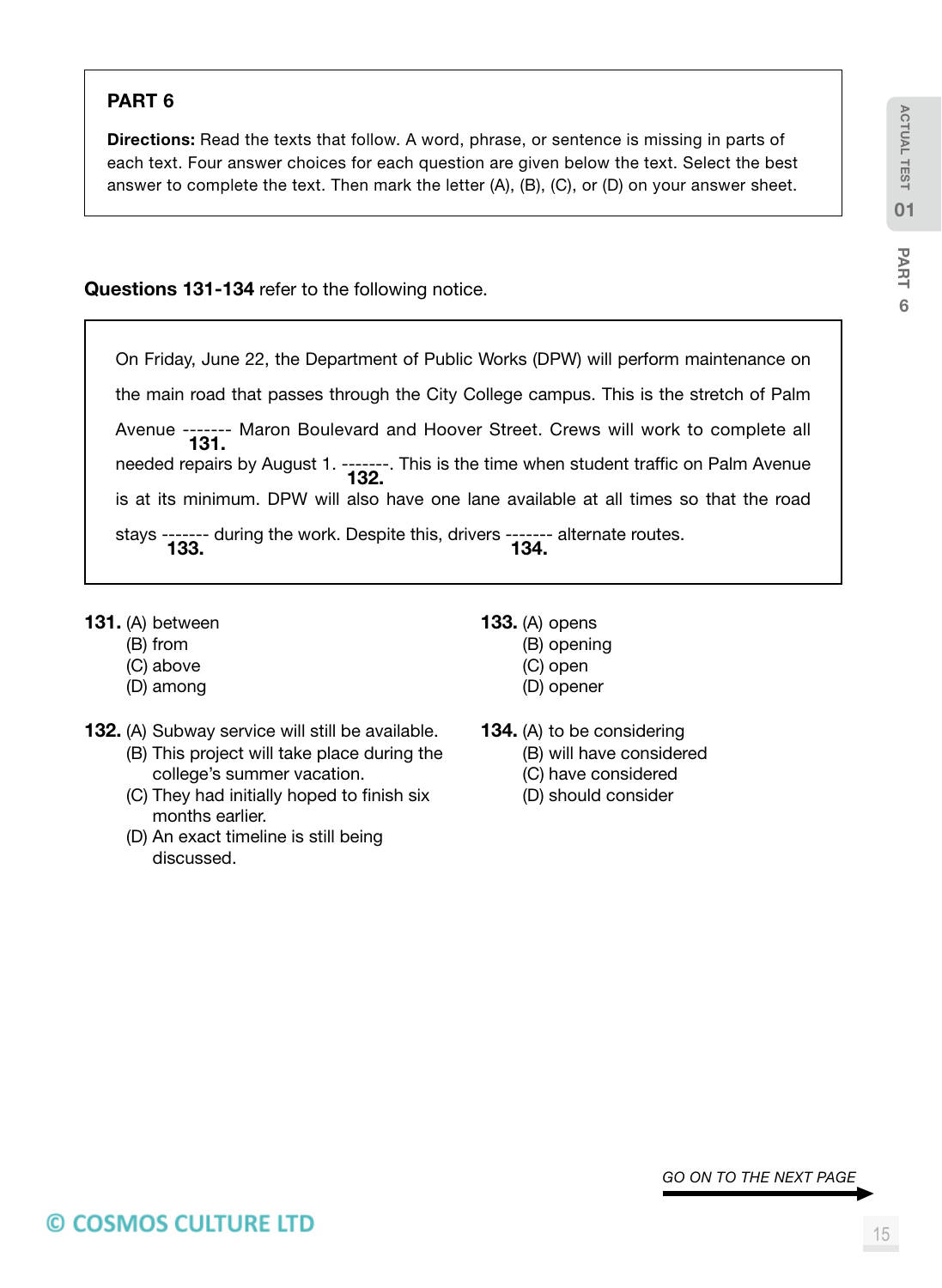## PART 6

**Directions:** Read the texts that follow. A word, phrase, or sentence is missing in parts of each text. Four answer choices for each question are given below the text. Select the best answer to complete the text. Then mark the letter (A), (B), (C), or (D) on your answer sheet.

**Questions 131-134** refer to the following notice.

> On Friday, June 22, the Department of Public Works (DPW) will perform maintenance on the main road that passes through the City College campus. This is the stretch of Palm Avenue ------- **131.** Maron Boulevard and Hoover Street. Crews will work to complete all needed repairs by August 1. ------- **132.** This is the time when student traffic on Palm Avenue is at its minimum. DPW will also have one lane available at all times so that the road stays ------- **133.** during the work. Despite this, drivers ------- **134.** alternate routes.

**131.** (A) between
(B) from
(C) above
(D) among

**132.** (A) Subway service will still be available.
(B) This project will take place during the college's summer vacation.
(C) They had initially hoped to finish six months earlier.
(D) An exact timeline is still being discussed.

**133.** (A) opens
(B) opening
(C) open
(D) opener

**134.** (A) to be considering
(B) will have considered
(C) have considered
(D) should consider

*GO ON TO THE NEXT PAGE*

© COSMOS CULTURE LTD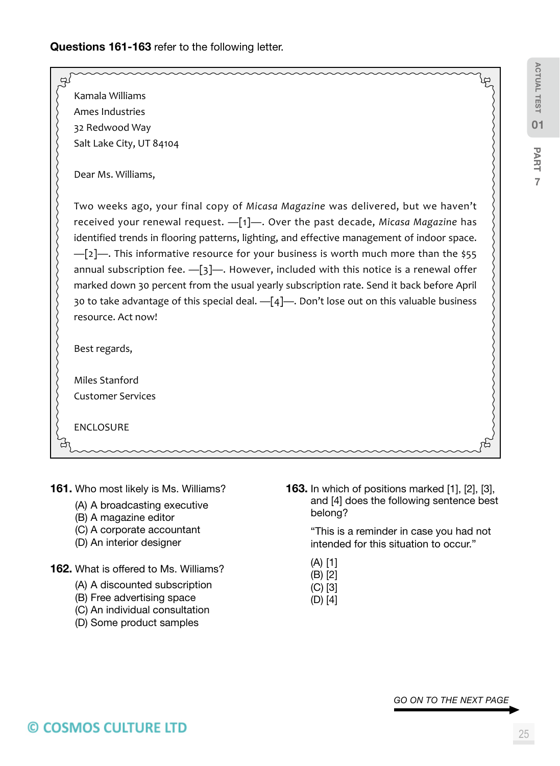**Questions 161-163** refer to the following letter.

Kamala Williams
Ames Industries
32 Redwood Way
Salt Lake City, UT 84104

Dear Ms. Williams,

Two weeks ago, your final copy of *Micasa Magazine* was delivered, but we haven't received your renewal request. —[1]—. Over the past decade, *Micasa Magazine* has identified trends in flooring patterns, lighting, and effective management of indoor space. —[2]—. This informative resource for your business is worth much more than the $55 annual subscription fee. —[3]—. However, included with this notice is a renewal offer marked down 30 percent from the usual yearly subscription rate. Send it back before April 30 to take advantage of this special deal. —[4]—. Don't lose out on this valuable business resource. Act now!

Best regards,

Miles Stanford
Customer Services

ENCLOSURE

**161.** Who most likely is Ms. Williams?

(A) A broadcasting executive
(B) A magazine editor
(C) A corporate accountant
(D) An interior designer

**162.** What is offered to Ms. Williams?

(A) A discounted subscription
(B) Free advertising space
(C) An individual consultation
(D) Some product samples

**163.** In which of positions marked [1], [2], [3], and [4] does the following sentence best belong?

"This is a reminder in case you had not intended for this situation to occur."

(A) [1]
(B) [2]
(C) [3]
(D) [4]

*GO ON TO THE NEXT PAGE*

© COSMOS CULTURE LTD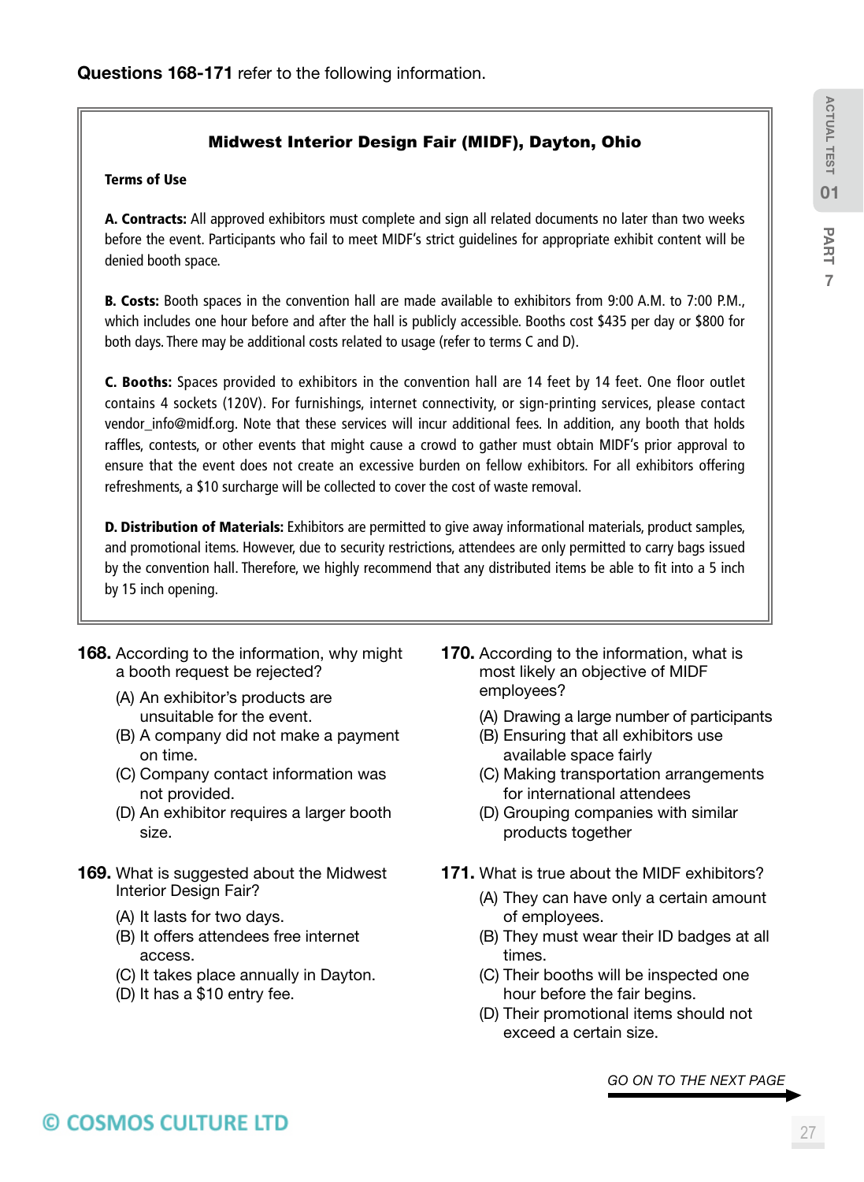**Questions 168-171** refer to the following information.

## Midwest Interior Design Fair (MIDF), Dayton, Ohio

**Terms of Use**

**A. Contracts:** All approved exhibitors must complete and sign all related documents no later than two weeks before the event. Participants who fail to meet MIDF's strict guidelines for appropriate exhibit content will be denied booth space.

**B. Costs:** Booth spaces in the convention hall are made available to exhibitors from 9:00 A.M. to 7:00 P.M., which includes one hour before and after the hall is publicly accessible. Booths cost $435 per day or $800 for both days. There may be additional costs related to usage (refer to terms C and D).

**C. Booths:** Spaces provided to exhibitors in the convention hall are 14 feet by 14 feet. One floor outlet contains 4 sockets (120V). For furnishings, internet connectivity, or sign-printing services, please contact vendor_info@midf.org. Note that these services will incur additional fees. In addition, any booth that holds raffles, contests, or other events that might cause a crowd to gather must obtain MIDF's prior approval to ensure that the event does not create an excessive burden on fellow exhibitors. For all exhibitors offering refreshments, a $10 surcharge will be collected to cover the cost of waste removal.

**D. Distribution of Materials:** Exhibitors are permitted to give away informational materials, product samples, and promotional items. However, due to security restrictions, attendees are only permitted to carry bags issued by the convention hall. Therefore, we highly recommend that any distributed items be able to fit into a 5 inch by 15 inch opening.

**168.** According to the information, why might a booth request be rejected?

(A) An exhibitor's products are unsuitable for the event.
(B) A company did not make a payment on time.
(C) Company contact information was not provided.
(D) An exhibitor requires a larger booth size.

**169.** What is suggested about the Midwest Interior Design Fair?

(A) It lasts for two days.
(B) It offers attendees free internet access.
(C) It takes place annually in Dayton.
(D) It has a $10 entry fee.

**170.** According to the information, what is most likely an objective of MIDF employees?

(A) Drawing a large number of participants
(B) Ensuring that all exhibitors use available space fairly
(C) Making transportation arrangements for international attendees
(D) Grouping companies with similar products together

**171.** What is true about the MIDF exhibitors?

(A) They can have only a certain amount of employees.
(B) They must wear their ID badges at all times.
(C) Their booths will be inspected one hour before the fair begins.
(D) Their promotional items should not exceed a certain size.

*GO ON TO THE NEXT PAGE*

© COSMOS CULTURE LTD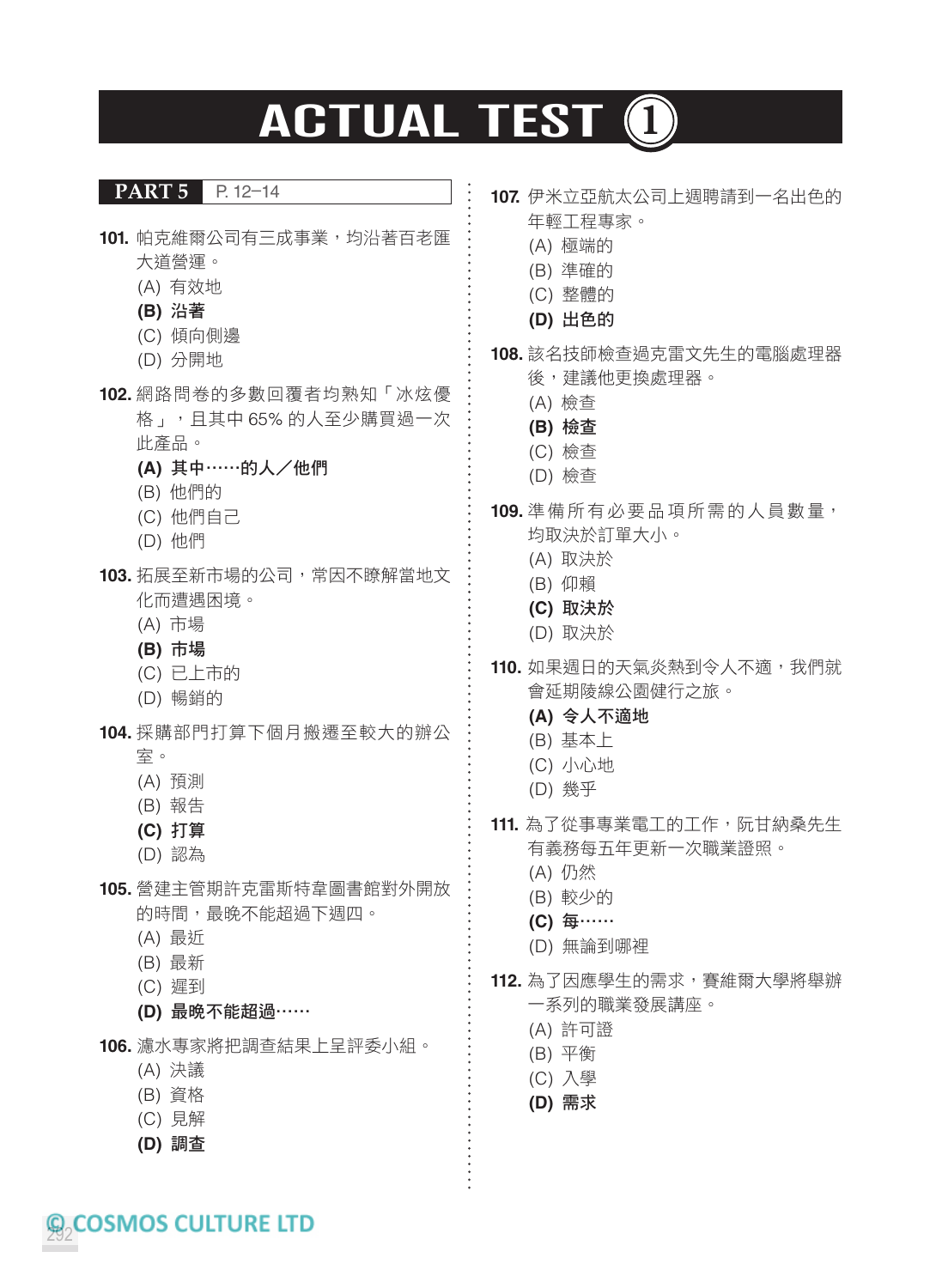# ACTUAL TEST ①

## PART 5 P. 12–14

**101.** 帕克維爾公司有三成事業，均沿著百老匯大道營運。

(A) 有效地
**(B) 沿著**
(C) 傾向側邊
(D) 分開地

**102.** 網路問卷的多數回覆者均熟知「冰炫優格」，且其中 65% 的人至少購買過一次此產品。

**(A) 其中……的人／他們**
(B) 他們的
(C) 他們自己
(D) 他們

**103.** 拓展至新市場的公司，常因不瞭解當地文化而遭遇困境。

(A) 市場
**(B) 市場**
(C) 已上市的
(D) 暢銷的

**104.** 採購部門打算下個月搬遷至較大的辦公室。

(A) 預測
(B) 報告
**(C) 打算**
(D) 認為

**105.** 營建主管期許克雷斯特韋圖書館對外開放的時間，最晚不能超過下週四。

(A) 最近
(B) 最新
(C) 遲到
**(D) 最晚不能超過……**

**106.** 濾水專家將把調查結果上呈評委小組。

(A) 決議
(B) 資格
(C) 見解
**(D) 調查**

**107.** 伊米立亞航太公司上週聘請到一名出色的年輕工程專家。

(A) 極端的
(B) 準確的
(C) 整體的
**(D) 出色的**

**108.** 該名技師檢查過克雷文先生的電腦處理器後，建議他更換處理器。

(A) 檢查
**(B) 檢查**
(C) 檢查
(D) 檢查

**109.** 準備所有必要品項所需的人員數量，均取決於訂單大小。

(A) 取決於
(B) 仰賴
**(C) 取決於**
(D) 取決於

**110.** 如果週日的天氣炎熱到令人不適，我們就會延期陵線公園健行之旅。

**(A) 令人不適地**
(B) 基本上
(C) 小心地
(D) 幾乎

**111.** 為了從事專業電工的工作，阮甘納桑先生有義務每五年更新一次職業證照。

(A) 仍然
(B) 較少的
**(C) 每……**
(D) 無論到哪裡

**112.** 為了因應學生的需求，賽維爾大學將舉辦一系列的職業發展講座。

(A) 許可證
(B) 平衡
(C) 入學
**(D) 需求**

© COSMOS CULTURE LTD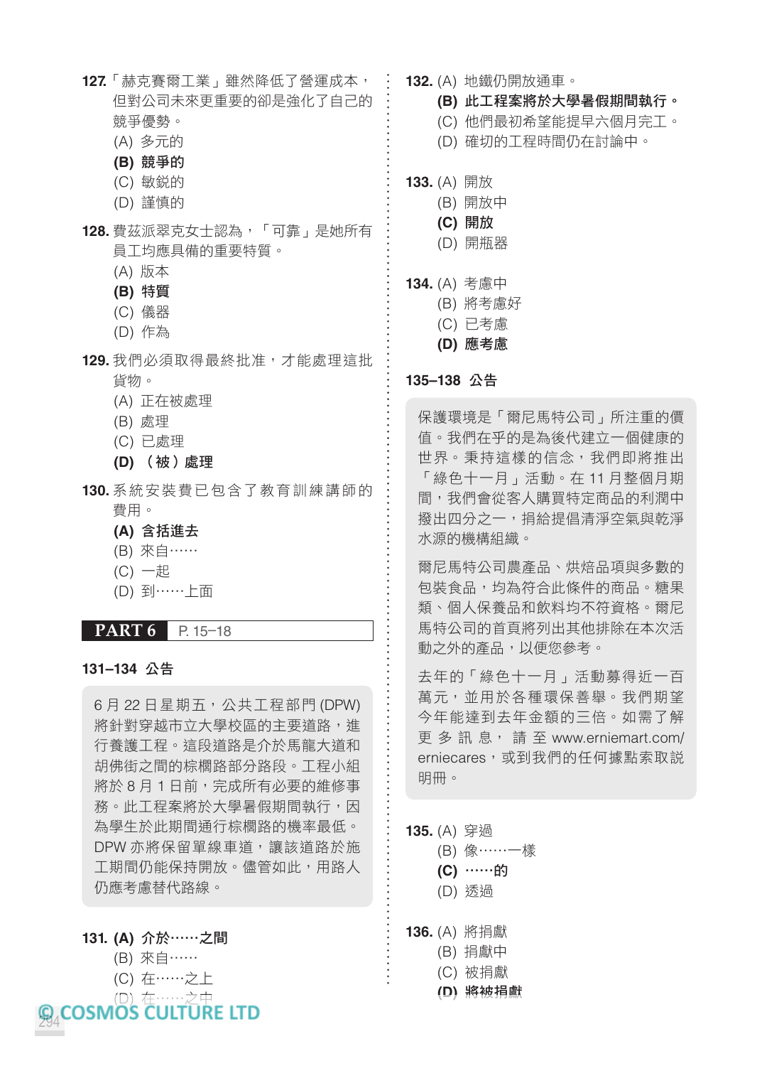**127.** 「赫克賽爾工業」雖然降低了營運成本，但對公司未來更重要的卻是強化了自己的競爭優勢。

(A) 多元的
**(B) 競爭的**
(C) 敏銳的
(D) 謹慎的

**128.** 費茲派翠克女士認為，「可靠」是她所有員工均應具備的重要特質。

(A) 版本
**(B) 特質**
(C) 儀器
(D) 作為

**129.** 我們必須取得最終批准，才能處理這批貨物。

(A) 正在被處理
(B) 處理
(C) 已處理
**(D) （被）處理**

**130.** 系統安裝費已包含了教育訓練講師的費用。

**(A) 含括進去**
(B) 來自……
(C) 一起
(D) 到……上面

**PART 6** P. 15–18

### 131–134 公告

6 月 22 日星期五，公共工程部門 (DPW) 將針對穿越市立大學校區的主要道路，進行養護工程。這段道路是介於馬龍大道和胡佛街之間的棕櫚路部分路段。工程小組將於 8 月 1 日前，完成所有必要的維修事務。此工程案將於大學暑假期間執行，因為學生於此期間通行棕櫚路的機率最低。DPW 亦將保留單線車道，讓該道路於施工期間仍能保持開放。儘管如此，用路人仍應考慮替代路線。

**131. (A) 介於……之間**
(B) 來自……
(C) 在……之上
(D) 在……之中

**132.** (A) 地鐵仍開放通車。
**(B) 此工程案將於大學暑假期間執行。**
(C) 他們最初希望能提早六個月完工。
(D) 確切的工程時間仍在討論中。

**133.** (A) 開放
(B) 開放中
**(C) 開放**
(D) 開瓶器

**134.** (A) 考慮中
(B) 將考慮好
(C) 已考慮
**(D) 應考慮**

### 135–138 公告

保護環境是「爾尼馬特公司」所注重的價值。我們在乎的是為後代建立一個健康的世界。秉持這樣的信念，我們即將推出「綠色十一月」活動。在 11 月整個月期間，我們會從客人購買特定商品的利潤中撥出四分之一，捐給提倡清淨空氣與乾淨水源的機構組織。

爾尼馬特公司農產品、烘焙品項與多數的包裝食品，均為符合此條件的商品。糖果類、個人保養品和飲料均不符資格。爾尼馬特公司的首頁將列出其他排除在本次活動之外的產品，以便您參考。

去年的「綠色十一月」活動募得近一百萬元，並用於各種環保善舉。我們期望今年能達到去年金額的三倍。如需了解更多訊息，請至 www.erniemart.com/erniecares，或到我們的任何據點索取說明冊。

**135.** (A) 穿過
(B) 像……一樣
**(C) ……的**
(D) 透過

**136.** (A) 將捐獻
(B) 捐獻中
(C) 被捐獻
**(D) 將被捐獻**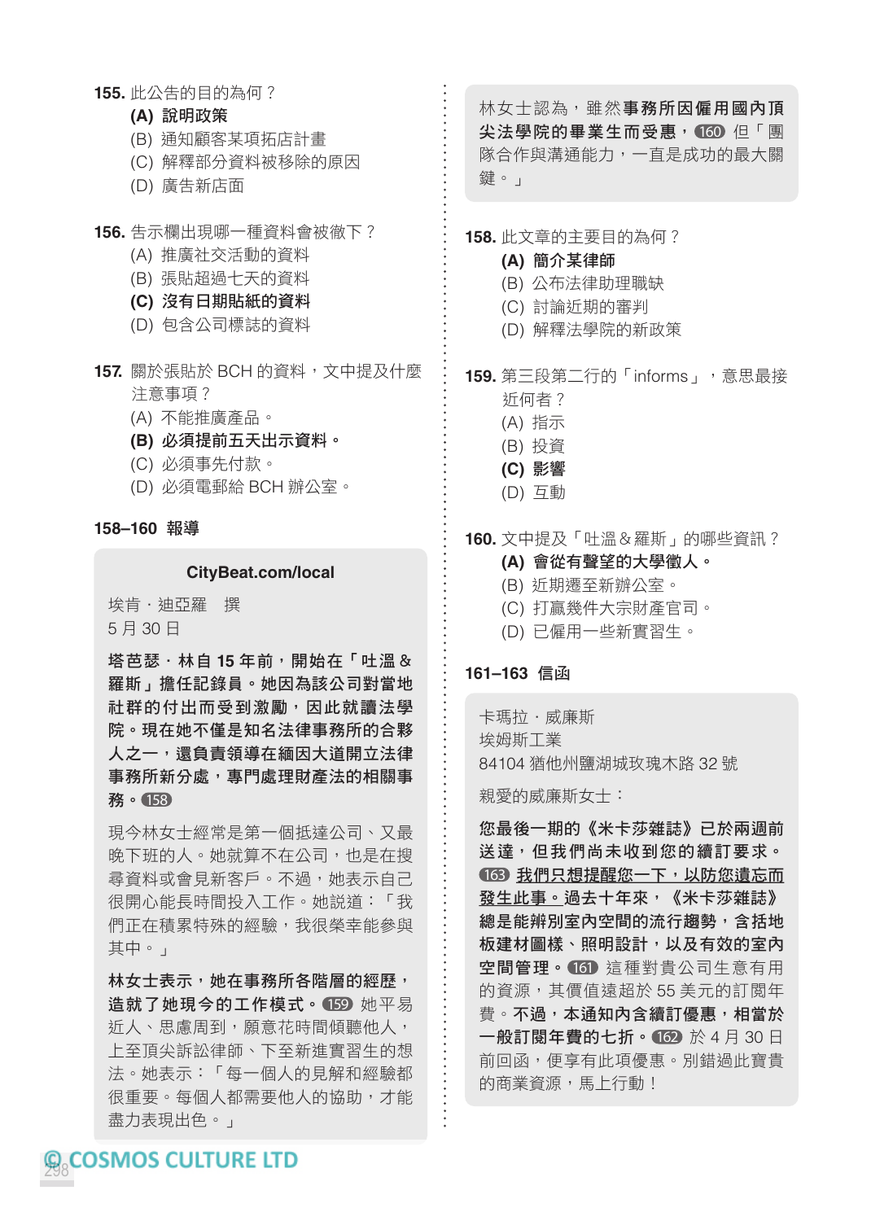**155.** 此公告的目的為何？

**(A) 說明政策**

(B) 通知顧客某項拓店計畫

(C) 解釋部分資料被移除的原因

(D) 廣告新店面

**156.** 告示欄出現哪一種資料會被撤下？

(A) 推廣社交活動的資料

(B) 張貼超過七天的資料

**(C) 沒有日期貼紙的資料**

(D) 包含公司標誌的資料

**157.** 關於張貼於 BCH 的資料，文中提及什麼注意事項？

(A) 不能推廣產品。

**(B) 必須提前五天出示資料。**

(C) 必須事先付款。

(D) 必須電郵給 BCH 辦公室。

**158–160 報導**

**CityBeat.com/local**

埃肯・迪亞羅 撰

5 月 30 日

**塔芭瑟・林自 15 年前，開始在「吐溫 & 羅斯」擔任記錄員。她因為該公司對當地社群的付出而受到激勵，因此就讀法學院。現在她不僅是知名法律事務所的合夥人之一，還負責領導在緬因大道開立法律事務所新分處，專門處理財產法的相關事務。** 158

現今林女士經常是第一個抵達公司、又最晚下班的人。她就算不在公司，也是在搜尋資料或會見新客戶。不過，她表示自己很開心能長時間投入工作。她說道：「我們正在積累特殊的經驗，我很榮幸能參與其中。」

**林女士表示，她在事務所各階層的經歷，造就了她現今的工作模式。** 159 她平易近人、思慮周到，願意花時間傾聽他人，上至頂尖訴訟律師、下至新進實習生的想法。她表示：「每一個人的見解和經驗都很重要。每個人都需要他人的協助，才能盡力表現出色。」

林女士認為，雖然**事務所因僱用國內頂尖法學院的畢業生而受惠，** 160 但「團隊合作與溝通能力，一直是成功的最大關鍵。」

**158.** 此文章的主要目的為何？

**(A) 簡介某律師**

(B) 公布法律助理職缺

(C) 討論近期的審判

(D) 解釋法學院的新政策

**159.** 第三段第二行的「informs」，意思最接近何者？

(A) 指示

(B) 投資

**(C) 影響**

(D) 互動

**160.** 文中提及「吐溫 & 羅斯」的哪些資訊？

**(A) 會從有聲望的大學徵人。**

(B) 近期遷至新辦公室。

(C) 打贏幾件大宗財產官司。

(D) 已僱用一些新實習生。

**161–163 信函**

卡瑪拉・威廉斯
埃姆斯工業
84104 猶他州鹽湖城玫瑰木路 32 號

親愛的威廉斯女士：

**您最後一期的《米卡莎雜誌》已於兩週前送達，但我們尚未收到您的續訂要求。** 163 **<u>我們只想提醒您一下，以防您遺忘而發生此事。</u>過去十年來，《米卡莎雜誌》總是能辨別室內空間的流行趨勢，含括地板建材圖樣、照明設計，以及有效的室內空間管理。** 161 這種對貴公司生意有用的資源，其價值遠超於 55 美元的訂閱年費。**不過，本通知內含續訂優惠，相當於一般訂閱年費的七折。** 162 於 4 月 30 日前回函，便享有此項優惠。別錯過此寶貴的商業資源，馬上行動！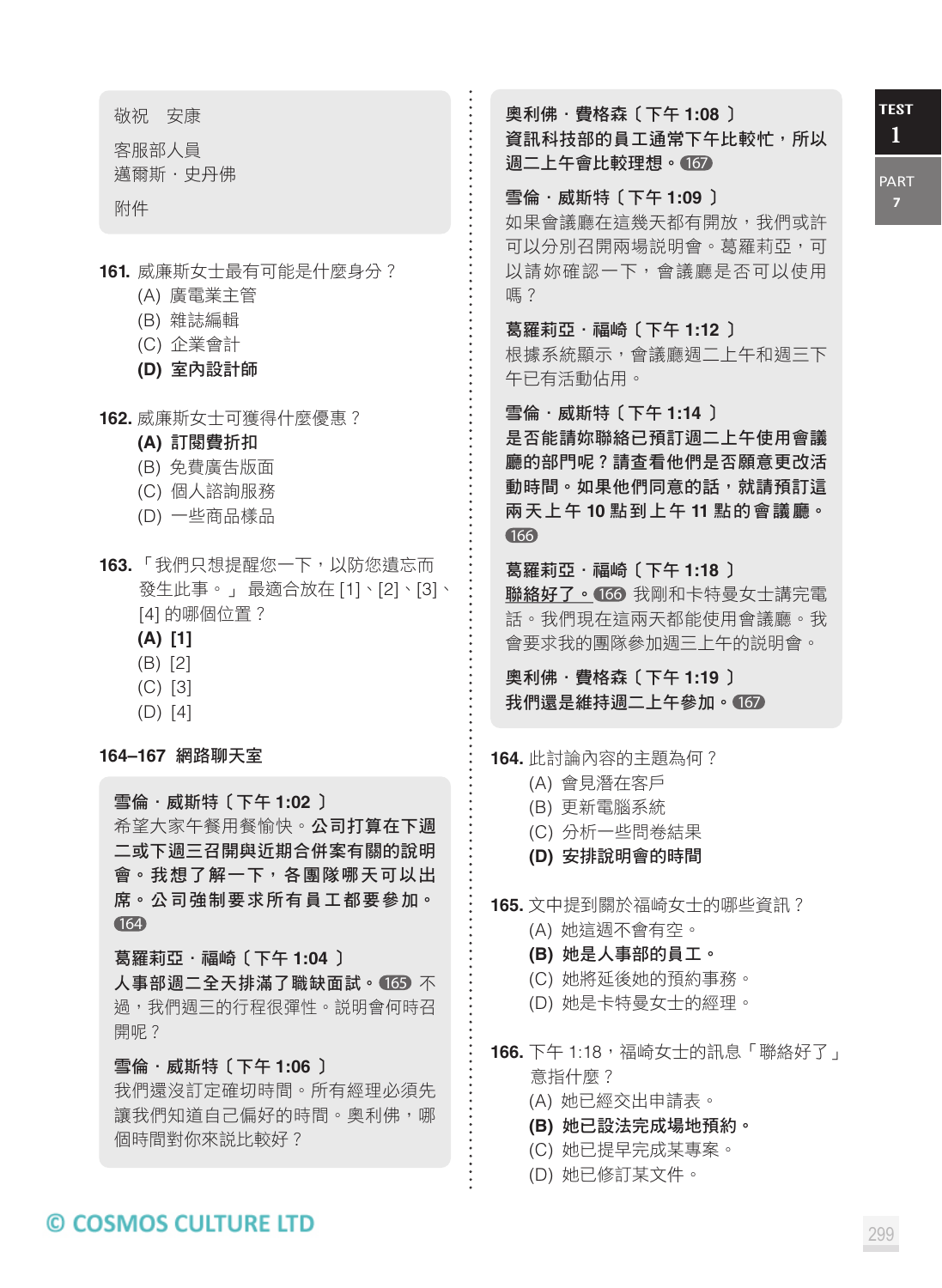敬祝　安康

客服部人員
邁爾斯・史丹佛

附件

**161.** 威廉斯女士最有可能是什麼身分？
(A) 廣電業主管
(B) 雜誌編輯
(C) 企業會計
**(D) 室內設計師**

**162.** 威廉斯女士可獲得什麼優惠？
**(A) 訂閱費折扣**
(B) 免費廣告版面
(C) 個人諮詢服務
(D) 一些商品樣品

**163.** 「我們只想提醒您一下，以防您遺忘而發生此事。」最適合放在 [1]、[2]、[3]、[4] 的哪個位置？
**(A) [1]**
(B) [2]
(C) [3]
(D) [4]

**164–167 網路聊天室**

**雪倫・威斯特〔下午 1:02 〕**
希望大家午餐用餐愉快。**公司打算在下週二或下週三召開與近期合併案有關的說明會。我想了解一下，各團隊哪天可以出席。公司強制要求所有員工都要參加。** 164

**葛羅莉亞・福崎〔下午 1:04 〕**
**人事部週二全天排滿了職缺面試。** 165 不過，我們週三的行程很彈性。說明會何時召開呢？

**雪倫・威斯特〔下午 1:06 〕**
我們還沒訂定確切時間。所有經理必須先讓我們知道自己偏好的時間。奧利佛，哪個時間對你來說比較好？

**奧利佛・費格森〔下午 1:08 〕**
**資訊科技部的員工通常下午比較忙，所以週二上午會比較理想。** 167

**雪倫・威斯特〔下午 1:09 〕**
如果會議廳在這幾天都有開放，我們或許可以分別召開兩場說明會。葛羅莉亞，可以請妳確認一下，會議廳是否可以使用嗎？

**葛羅莉亞・福崎〔下午 1:12 〕**
根據系統顯示，會議廳週二上午和週三下午已有活動佔用。

**雪倫・威斯特〔下午 1:14 〕**
**是否能請妳聯絡已預訂週二上午使用會議廳的部門呢？請查看他們是否願意更改活動時間。如果他們同意的話，就請預訂這兩天上午 10 點到上午 11 點的會議廳。** 166

**葛羅莉亞・福崎〔下午 1:18 〕**
**聯絡好了。** 166 我剛和卡特曼女士講完電話。我們現在這兩天都能使用會議廳。我會要求我的團隊參加週三上午的說明會。

**奧利佛・費格森〔下午 1:19 〕**
**我們還是維持週二上午參加。** 167

**164.** 此討論內容的主題為何？
(A) 會見潛在客戶
(B) 更新電腦系統
(C) 分析一些問卷結果
**(D) 安排說明會的時間**

**165.** 文中提到關於福崎女士的哪些資訊？
(A) 她這週不會有空。
**(B) 她是人事部的員工。**
(C) 她將延後她的預約事務。
(D) 她是卡特曼女士的經理。

**166.** 下午 1:18，福崎女士的訊息「聯絡好了」意指什麼？
(A) 她已經交出申請表。
**(B) 她已設法完成場地預約。**
(C) 她已提早完成某專案。
(D) 她已修訂某文件。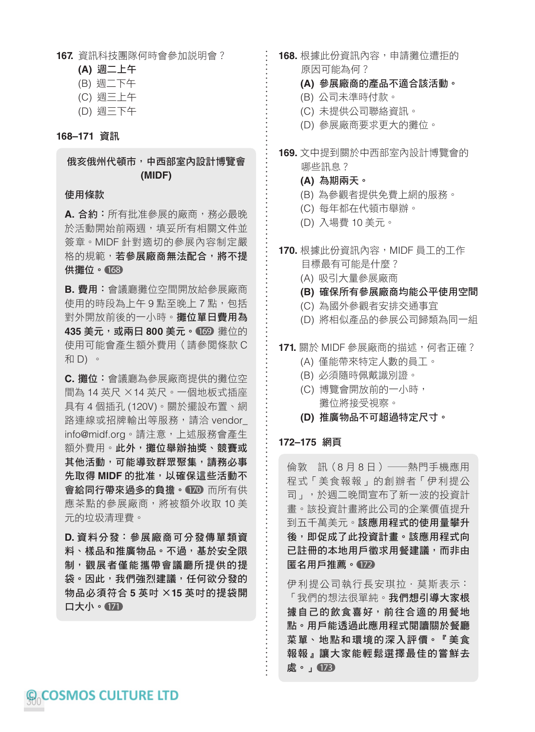**167.** 資訊科技團隊何時會參加說明會？

**(A) 週二上午**
(B) 週二下午
(C) 週三上午
(D) 週三下午

**168–171 資訊**

**俄亥俄州代頓市，中西部室內設計博覽會 (MIDF)**

**使用條款**

**A. 合約**：所有批准參展的廠商，務必最晚於活動開始前兩週，填妥所有相關文件並簽章。MIDF 針對適切的參展內容制定嚴格的規範，**若參展廠商無法配合，將不提供攤位。** 168

**B. 費用**：會議廳攤位空間開放給參展廠商使用的時段為上午 9 點至晚上 7 點，包括對外開放前後的一小時。**攤位單日費用為 435 美元，或兩日 800 美元。** 169 攤位的使用可能會產生額外費用（請參閱條款 C 和 D）。

**C. 攤位**：會議廳為參展廠商提供的攤位空間為 14 英尺 ×14 英尺。一個地板式插座具有 4 個插孔 (120V)。關於擺設布置、網路連線或招牌輸出等服務，請洽 vendor_info@midf.org。請注意，上述服務會產生額外費用。此外，**攤位舉辦抽獎、競賽或其他活動，可能導致群眾聚集，請務必事先取得 MIDF 的批准，以確保這些活動不會給同行帶來過多的負擔。** 170 而所有供應茶點的參展廠商，將被額外收取 10 美元的垃圾清理費。

**D. 資料分發：參展廠商可分發傳單類資料、樣品和推廣物品。不過，基於安全限制，觀展者僅能攜帶會議廳所提供的提袋。因此，我們強烈建議，任何欲分發的物品必須符合 5 英吋 ×15 英吋的提袋開口大小。** 171

**168.** 根據此份資訊內容，申請攤位遭拒的原因可能為何？

**(A) 參展廠商的產品不適合該活動。**
(B) 公司未準時付款。
(C) 未提供公司聯絡資訊。
(D) 參展廠商要求更大的攤位。

**169.** 文中提到關於中西部室內設計博覽會的哪些訊息？

**(A) 為期兩天。**
(B) 為參觀者提供免費上網的服務。
(C) 每年都在代頓市舉辦。
(D) 入場費 10 美元。

**170.** 根據此份資訊內容，MIDF 員工的工作目標最有可能是什麼？

(A) 吸引大量參展廠商
**(B) 確保所有參展廠商均能公平使用空間**
(C) 為國外參觀者安排交通事宜
(D) 將相似產品的參展公司歸類為同一組

**171.** 關於 MIDF 參展廠商的描述，何者正確？

(A) 僅能帶來特定人數的員工。
(B) 必須隨時佩戴識別證。
(C) 博覽會開放前的一小時，攤位將接受視察。
**(D) 推廣物品不可超過特定尺寸。**

**172–175 網頁**

倫敦 訊（8 月 8 日）——熱門手機應用程式「美食報報」的創辦者「伊利提公司」，於週二晚間宣布了新一波的投資計畫。該投資計畫將此公司的企業價值提升到五千萬美元。**該應用程式的使用量攀升後，即促成了此投資計畫。該應用程式向已註冊的本地用戶徵求用餐建議，而非由匿名用戶推薦。** 172

伊利提公司執行長安琪拉．莫斯表示：「我們的想法很單純。**我們想引導大家根據自己的飲食喜好，前往合適的用餐地點。用戶能透過此應用程式閱讀關於餐廳菜單、地點和環境的深入評價。『美食報報』讓大家能輕鬆選擇最佳的嘗鮮去處。」** 173